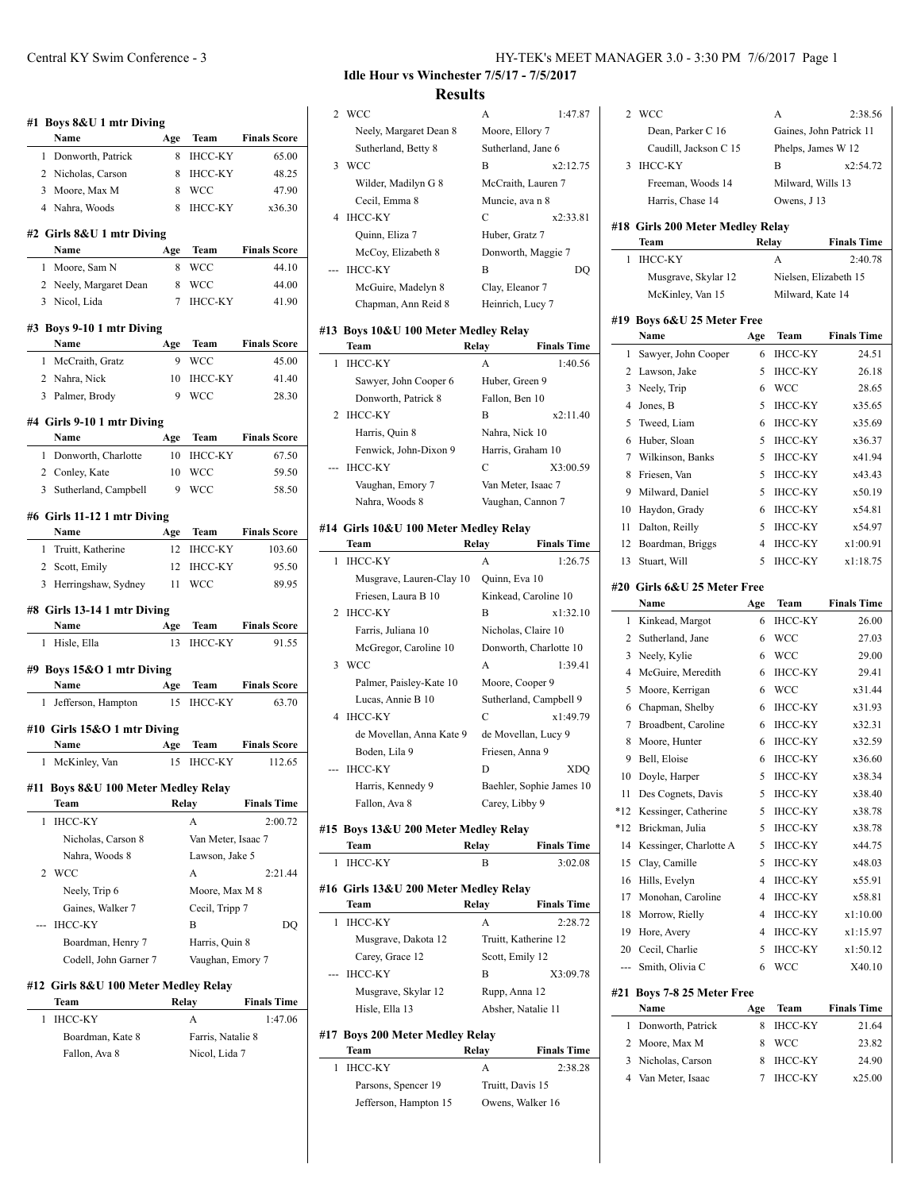## Idle Hour vs Winchester 7/5/17 - 7/5/2017

## Results

### #1 Boys 8&U 1 mtr Diving

| | Name | Age | Team | Finals Score |
|---|---|---|---|---|
| 1 | Donworth, Patrick | 8 | IHCC-KY | 65.00 |
| 2 | Nicholas, Carson | 8 | IHCC-KY | 48.25 |
| 3 | Moore, Max M | 8 | WCC | 47.90 |
| 4 | Nahra, Woods | 8 | IHCC-KY | x36.30 |

### #2 Girls 8&U 1 mtr Diving

| | Name | Age | Team | Finals Score |
|---|---|---|---|---|
| 1 | Moore, Sam N | 8 | WCC | 44.10 |
| 2 | Neely, Margaret Dean | 8 | WCC | 44.00 |
| 3 | Nicol, Lida | 7 | IHCC-KY | 41.90 |

### #3 Boys 9-10 1 mtr Diving

| | Name | Age | Team | Finals Score |
|---|---|---|---|---|
| 1 | McCraith, Gratz | 9 | WCC | 45.00 |
| 2 | Nahra, Nick | 10 | IHCC-KY | 41.40 |
| 3 | Palmer, Brody | 9 | WCC | 28.30 |

### #4 Girls 9-10 1 mtr Diving

| | Name | Age | Team | Finals Score |
|---|---|---|---|---|
| 1 | Donworth, Charlotte | 10 | IHCC-KY | 67.50 |
| 2 | Conley, Kate | 10 | WCC | 59.50 |
| 3 | Sutherland, Campbell | 9 | WCC | 58.50 |

### #6 Girls 11-12 1 mtr Diving

| | Name | Age | Team | Finals Score |
|---|---|---|---|---|
| 1 | Truitt, Katherine | 12 | IHCC-KY | 103.60 |
| 2 | Scott, Emily | 12 | IHCC-KY | 95.50 |
| 3 | Herringshaw, Sydney | 11 | WCC | 89.95 |

### #8 Girls 13-14 1 mtr Diving

| | Name | Age | Team | Finals Score |
|---|---|---|---|---|
| 1 | Hisle, Ella | 13 | IHCC-KY | 91.55 |

### #9 Boys 15&O 1 mtr Diving

| | Name | Age | Team | Finals Score |
|---|---|---|---|---|
| 1 | Jefferson, Hampton | 15 | IHCC-KY | 63.70 |

### #10 Girls 15&O 1 mtr Diving

| | Name | Age | Team | Finals Score |
|---|---|---|---|---|
| 1 | McKinley, Van | 15 | IHCC-KY | 112.65 |

### #11 Boys 8&U 100 Meter Medley Relay

| | Team | Relay | Finals Time |
|---|---|---|---|
| 1 | IHCC-KY | A | 2:00.72 |
| | Nicholas, Carson 8 | Van Meter, Isaac 7 | |
| | Nahra, Woods 8 | Lawson, Jake 5 | |
| 2 | WCC | A | 2:21.44 |
| | Neely, Trip 6 | Moore, Max M 8 | |
| | Gaines, Walker 7 | Cecil, Tripp 7 | |
| --- | IHCC-KY | B | DQ |
| | Boardman, Henry 7 | Harris, Quin 8 | |
| | Codell, John Garner 7 | Vaughan, Emory 7 | |

### #12 Girls 8&U 100 Meter Medley Relay

| | Team | Relay | Finals Time |
|---|---|---|---|
| 1 | IHCC-KY | A | 1:47.06 |
| | Boardman, Kate 8 | Farris, Natalie 8 | |
| | Fallon, Ava 8 | Nicol, Lida 7 | |
| 2 | WCC | A | 1:47.87 |
| | Neely, Margaret Dean 8 | Moore, Ellory 7 | |
| | Sutherland, Betty 8 | Sutherland, Jane 6 | |
| 3 | WCC | B | x2:12.75 |
| | Wilder, Madilyn G 8 | McCraith, Lauren 7 | |
| | Cecil, Emma 8 | Muncie, ava n 8 | |
| 4 | IHCC-KY | C | x2:33.81 |
| | Quinn, Eliza 7 | Huber, Gratz 7 | |
| | McCoy, Elizabeth 8 | Donworth, Maggie 7 | |
| --- | IHCC-KY | B | DQ |
| | McGuire, Madelyn 8 | Clay, Eleanor 7 | |
| | Chapman, Ann Reid 8 | Heinrich, Lucy 7 | |

### #13 Boys 10&U 100 Meter Medley Relay

| | Team | Relay | Finals Time |
|---|---|---|---|
| 1 | IHCC-KY | A | 1:40.56 |
| | Sawyer, John Cooper 6 | Huber, Green 9 | |
| | Donworth, Patrick 8 | Fallon, Ben 10 | |
| 2 | IHCC-KY | B | x2:11.40 |
| | Harris, Quin 8 | Nahra, Nick 10 | |
| | Fenwick, John-Dixon 9 | Harris, Graham 10 | |
| --- | IHCC-KY | C | X3:00.59 |
| | Vaughan, Emory 7 | Van Meter, Isaac 7 | |
| | Nahra, Woods 8 | Vaughan, Cannon 7 | |

### #14 Girls 10&U 100 Meter Medley Relay

| | Team | Relay | Finals Time |
|---|---|---|---|
| 1 | IHCC-KY | A | 1:26.75 |
| | Musgrave, Lauren-Clay 10 | Quinn, Eva 10 | |
| | Friesen, Laura B 10 | Kinkead, Caroline 10 | |
| 2 | IHCC-KY | B | x1:32.10 |
| | Farris, Juliana 10 | Nicholas, Claire 10 | |
| | McGregor, Caroline 10 | Donworth, Charlotte 10 | |
| 3 | WCC | A | 1:39.41 |
| | Palmer, Paisley-Kate 10 | Moore, Cooper 9 | |
| | Lucas, Annie B 10 | Sutherland, Campbell 9 | |
| 4 | IHCC-KY | C | x1:49.79 |
| | de Movellan, Anna Kate 9 | de Movellan, Lucy 9 | |
| | Boden, Lila 9 | Friesen, Anna 9 | |
| --- | IHCC-KY | D | XDQ |
| | Harris, Kennedy 9 | Baehler, Sophie James 10 | |
| | Fallon, Ava 8 | Carey, Libby 9 | |

### #15 Boys 13&U 200 Meter Medley Relay

| | Team | Relay | Finals Time |
|---|---|---|---|
| 1 | IHCC-KY | B | 3:02.08 |

### #16 Girls 13&U 200 Meter Medley Relay

| | Team | Relay | Finals Time |
|---|---|---|---|
| 1 | IHCC-KY | A | 2:28.72 |
| | Musgrave, Dakota 12 | Truitt, Katherine 12 | |
| | Carey, Grace 12 | Scott, Emily 12 | |
| --- | IHCC-KY | B | X3:09.78 |
| | Musgrave, Skylar 12 | Rupp, Anna 12 | |
| | Hisle, Ella 13 | Absher, Natalie 11 | |

### #17 Boys 200 Meter Medley Relay

| | Team | Relay | Finals Time |
|---|---|---|---|
| 1 | IHCC-KY | A | 2:38.28 |
| | Parsons, Spencer 19 | Truitt, Davis 15 | |
| | Jefferson, Hampton 15 | Owens, Walker 16 | |
| 2 | WCC | A | 2:38.56 |
| | Dean, Parker C 16 | Gaines, John Patrick 11 | |
| | Caudill, Jackson C 15 | Phelps, James W 12 | |
| 3 | IHCC-KY | B | x2:54.72 |
| | Freeman, Woods 14 | Milward, Wills 13 | |
| | Harris, Chase 14 | Owens, J 13 | |

### #18 Girls 200 Meter Medley Relay

| | Team | Relay | Finals Time |
|---|---|---|---|
| 1 | IHCC-KY | A | 2:40.78 |
| | Musgrave, Skylar 12 | Nielsen, Elizabeth 15 | |
| | McKinley, Van 15 | Milward, Kate 14 | |

### #19 Boys 6&U 25 Meter Free

| | Name | Age | Team | Finals Time |
|---|---|---|---|---|
| 1 | Sawyer, John Cooper | 6 | IHCC-KY | 24.51 |
| 2 | Lawson, Jake | 5 | IHCC-KY | 26.18 |
| 3 | Neely, Trip | 6 | WCC | 28.65 |
| 4 | Jones, B | 5 | IHCC-KY | x35.65 |
| 5 | Tweed, Liam | 6 | IHCC-KY | x35.69 |
| 6 | Huber, Sloan | 5 | IHCC-KY | x36.37 |
| 7 | Wilkinson, Banks | 5 | IHCC-KY | x41.94 |
| 8 | Friesen, Van | 5 | IHCC-KY | x43.43 |
| 9 | Milward, Daniel | 5 | IHCC-KY | x50.19 |
| 10 | Haydon, Grady | 6 | IHCC-KY | x54.81 |
| 11 | Dalton, Reilly | 5 | IHCC-KY | x54.97 |
| 12 | Boardman, Briggs | 4 | IHCC-KY | x1:00.91 |
| 13 | Stuart, Will | 5 | IHCC-KY | x1:18.75 |

### #20 Girls 6&U 25 Meter Free

| | Name | Age | Team | Finals Time |
|---|---|---|---|---|
| 1 | Kinkead, Margot | 6 | IHCC-KY | 26.00 |
| 2 | Sutherland, Jane | 6 | WCC | 27.03 |
| 3 | Neely, Kylie | 6 | WCC | 29.00 |
| 4 | McGuire, Meredith | 6 | IHCC-KY | 29.41 |
| 5 | Moore, Kerrigan | 6 | WCC | x31.44 |
| 6 | Chapman, Shelby | 6 | IHCC-KY | x31.93 |
| 7 | Broadbent, Caroline | 6 | IHCC-KY | x32.31 |
| 8 | Moore, Hunter | 6 | IHCC-KY | x32.59 |
| 9 | Bell, Eloise | 6 | IHCC-KY | x36.60 |
| 10 | Doyle, Harper | 5 | IHCC-KY | x38.34 |
| 11 | Des Cognets, Davis | 5 | IHCC-KY | x38.40 |
| *12 | Kessinger, Catherine | 5 | IHCC-KY | x38.78 |
| *12 | Brickman, Julia | 5 | IHCC-KY | x38.78 |
| 14 | Kessinger, Charlotte A | 5 | IHCC-KY | x44.75 |
| 15 | Clay, Camille | 5 | IHCC-KY | x48.03 |
| 16 | Hills, Evelyn | 4 | IHCC-KY | x55.91 |
| 17 | Monohan, Caroline | 4 | IHCC-KY | x58.81 |
| 18 | Morrow, Rielly | 4 | IHCC-KY | x1:10.00 |
| 19 | Hore, Avery | 4 | IHCC-KY | x1:15.97 |
| 20 | Cecil, Charlie | 5 | IHCC-KY | x1:50.12 |
| --- | Smith, Olivia C | 6 | WCC | X40.10 |

### #21 Boys 7-8 25 Meter Free

| | Name | Age | Team | Finals Time |
|---|---|---|---|---|
| 1 | Donworth, Patrick | 8 | IHCC-KY | 21.64 |
| 2 | Moore, Max M | 8 | WCC | 23.82 |
| 3 | Nicholas, Carson | 8 | IHCC-KY | 24.90 |
| 4 | Van Meter, Isaac | 7 | IHCC-KY | x25.00 |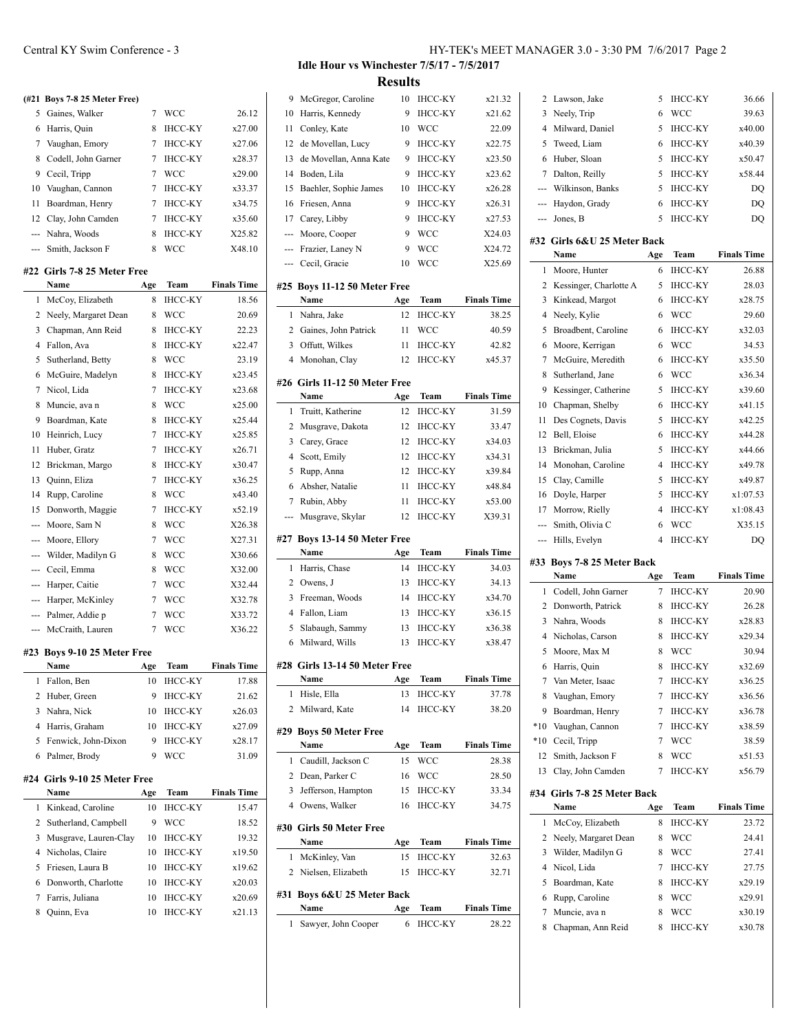## Idle Hour vs Winchester 7/5/17 - 7/5/2017

## Results

### (#21 Boys 7-8 25 Meter Free)

| | Name | Age | Team | Finals Time |
|---|---|---|---|---|
| 5 | Gaines, Walker | 7 | WCC | 26.12 |
| 6 | Harris, Quin | 8 | IHCC-KY | x27.00 |
| 7 | Vaughan, Emory | 7 | IHCC-KY | x27.06 |
| 8 | Codell, John Garner | 7 | IHCC-KY | x28.37 |
| 9 | Cecil, Tripp | 7 | WCC | x29.00 |
| 10 | Vaughan, Cannon | 7 | IHCC-KY | x33.37 |
| 11 | Boardman, Henry | 7 | IHCC-KY | x34.75 |
| 12 | Clay, John Camden | 7 | IHCC-KY | x35.60 |
| --- | Nahra, Woods | 8 | IHCC-KY | X25.82 |
| --- | Smith, Jackson F | 8 | WCC | X48.10 |

### #22 Girls 7-8 25 Meter Free

| | Name | Age | Team | Finals Time |
|---|---|---|---|---|
| 1 | McCoy, Elizabeth | 8 | IHCC-KY | 18.56 |
| 2 | Neely, Margaret Dean | 8 | WCC | 20.69 |
| 3 | Chapman, Ann Reid | 8 | IHCC-KY | 22.23 |
| 4 | Fallon, Ava | 8 | IHCC-KY | x22.47 |
| 5 | Sutherland, Betty | 8 | WCC | 23.19 |
| 6 | McGuire, Madelyn | 8 | IHCC-KY | x23.45 |
| 7 | Nicol, Lida | 7 | IHCC-KY | x23.68 |
| 8 | Muncie, ava n | 8 | WCC | x25.00 |
| 9 | Boardman, Kate | 8 | IHCC-KY | x25.44 |
| 10 | Heinrich, Lucy | 7 | IHCC-KY | x25.85 |
| 11 | Huber, Gratz | 7 | IHCC-KY | x26.71 |
| 12 | Brickman, Margo | 8 | IHCC-KY | x30.47 |
| 13 | Quinn, Eliza | 7 | IHCC-KY | x36.25 |
| 14 | Rupp, Caroline | 8 | WCC | x43.40 |
| 15 | Donworth, Maggie | 7 | IHCC-KY | x52.19 |
| --- | Moore, Sam N | 8 | WCC | X26.38 |
| --- | Moore, Ellory | 7 | WCC | X27.31 |
| --- | Wilder, Madilyn G | 8 | WCC | X30.66 |
| --- | Cecil, Emma | 8 | WCC | X32.00 |
| --- | Harper, Caitie | 7 | WCC | X32.44 |
| --- | Harper, McKinley | 7 | WCC | X32.78 |
| --- | Palmer, Addie p | 7 | WCC | X33.72 |
| --- | McCraith, Lauren | 7 | WCC | X36.22 |

### #23 Boys 9-10 25 Meter Free

| | Name | Age | Team | Finals Time |
|---|---|---|---|---|
| 1 | Fallon, Ben | 10 | IHCC-KY | 17.88 |
| 2 | Huber, Green | 9 | IHCC-KY | 21.62 |
| 3 | Nahra, Nick | 10 | IHCC-KY | x26.03 |
| 4 | Harris, Graham | 10 | IHCC-KY | x27.09 |
| 5 | Fenwick, John-Dixon | 9 | IHCC-KY | x28.17 |
| 6 | Palmer, Brody | 9 | WCC | 31.09 |

### #24 Girls 9-10 25 Meter Free

| | Name | Age | Team | Finals Time |
|---|---|---|---|---|
| 1 | Kinkead, Caroline | 10 | IHCC-KY | 15.47 |
| 2 | Sutherland, Campbell | 9 | WCC | 18.52 |
| 3 | Musgrave, Lauren-Clay | 10 | IHCC-KY | 19.32 |
| 4 | Nicholas, Claire | 10 | IHCC-KY | x19.50 |
| 5 | Friesen, Laura B | 10 | IHCC-KY | x19.62 |
| 6 | Donworth, Charlotte | 10 | IHCC-KY | x20.03 |
| 7 | Farris, Juliana | 10 | IHCC-KY | x20.69 |
| 8 | Quinn, Eva | 10 | IHCC-KY | x21.13 |
| 9 | McGregor, Caroline | 10 | IHCC-KY | x21.32 |
| 10 | Harris, Kennedy | 9 | IHCC-KY | x21.62 |
| 11 | Conley, Kate | 10 | WCC | 22.09 |
| 12 | de Movellan, Lucy | 9 | IHCC-KY | x22.75 |
| 13 | de Movellan, Anna Kate | 9 | IHCC-KY | x23.50 |
| 14 | Boden, Lila | 9 | IHCC-KY | x23.62 |
| 15 | Baehler, Sophie James | 10 | IHCC-KY | x26.28 |
| 16 | Friesen, Anna | 9 | IHCC-KY | x26.31 |
| 17 | Carey, Libby | 9 | IHCC-KY | x27.53 |
| --- | Moore, Cooper | 9 | WCC | X24.03 |
| --- | Frazier, Laney N | 9 | WCC | X24.72 |
| --- | Cecil, Gracie | 10 | WCC | X25.69 |

### #25 Boys 11-12 50 Meter Free

| | Name | Age | Team | Finals Time |
|---|---|---|---|---|
| 1 | Nahra, Jake | 12 | IHCC-KY | 38.25 |
| 2 | Gaines, John Patrick | 11 | WCC | 40.59 |
| 3 | Offutt, Wilkes | 11 | IHCC-KY | 42.82 |
| 4 | Monohan, Clay | 12 | IHCC-KY | x45.37 |

### #26 Girls 11-12 50 Meter Free

| | Name | Age | Team | Finals Time |
|---|---|---|---|---|
| 1 | Truitt, Katherine | 12 | IHCC-KY | 31.59 |
| 2 | Musgrave, Dakota | 12 | IHCC-KY | 33.47 |
| 3 | Carey, Grace | 12 | IHCC-KY | x34.03 |
| 4 | Scott, Emily | 12 | IHCC-KY | x34.31 |
| 5 | Rupp, Anna | 12 | IHCC-KY | x39.84 |
| 6 | Absher, Natalie | 11 | IHCC-KY | x48.84 |
| 7 | Rubin, Abby | 11 | IHCC-KY | x53.00 |
| --- | Musgrave, Skylar | 12 | IHCC-KY | X39.31 |

### #27 Boys 13-14 50 Meter Free

| | Name | Age | Team | Finals Time |
|---|---|---|---|---|
| 1 | Harris, Chase | 14 | IHCC-KY | 34.03 |
| 2 | Owens, J | 13 | IHCC-KY | 34.13 |
| 3 | Freeman, Woods | 14 | IHCC-KY | x34.70 |
| 4 | Fallon, Liam | 13 | IHCC-KY | x36.15 |
| 5 | Slabaugh, Sammy | 13 | IHCC-KY | x36.38 |
| 6 | Milward, Wills | 13 | IHCC-KY | x38.47 |

### #28 Girls 13-14 50 Meter Free

| | Name | Age | Team | Finals Time |
|---|---|---|---|---|
| 1 | Hisle, Ella | 13 | IHCC-KY | 37.78 |
| 2 | Milward, Kate | 14 | IHCC-KY | 38.20 |

### #29 Boys 50 Meter Free

| | Name | Age | Team | Finals Time |
|---|---|---|---|---|
| 1 | Caudill, Jackson C | 15 | WCC | 28.38 |
| 2 | Dean, Parker C | 16 | WCC | 28.50 |
| 3 | Jefferson, Hampton | 15 | IHCC-KY | 33.34 |
| 4 | Owens, Walker | 16 | IHCC-KY | 34.75 |

### #30 Girls 50 Meter Free

| | Name | Age | Team | Finals Time |
|---|---|---|---|---|
| 1 | McKinley, Van | 15 | IHCC-KY | 32.63 |
| 2 | Nielsen, Elizabeth | 15 | IHCC-KY | 32.71 |

### #31 Boys 6&U 25 Meter Back

| | Name | Age | Team | Finals Time |
|---|---|---|---|---|
| 1 | Sawyer, John Cooper | 6 | IHCC-KY | 28.22 |
| 2 | Lawson, Jake | 5 | IHCC-KY | 36.66 |
| 3 | Neely, Trip | 6 | WCC | 39.63 |
| 4 | Milward, Daniel | 5 | IHCC-KY | x40.00 |
| 5 | Tweed, Liam | 6 | IHCC-KY | x40.39 |
| 6 | Huber, Sloan | 5 | IHCC-KY | x50.47 |
| 7 | Dalton, Reilly | 5 | IHCC-KY | x58.44 |
| --- | Wilkinson, Banks | 5 | IHCC-KY | DQ |
| --- | Haydon, Grady | 6 | IHCC-KY | DQ |
| --- | Jones, B | 5 | IHCC-KY | DQ |

### #32 Girls 6&U 25 Meter Back

| | Name | Age | Team | Finals Time |
|---|---|---|---|---|
| 1 | Moore, Hunter | 6 | IHCC-KY | 26.88 |
| 2 | Kessinger, Charlotte A | 5 | IHCC-KY | 28.03 |
| 3 | Kinkead, Margot | 6 | IHCC-KY | x28.75 |
| 4 | Neely, Kylie | 6 | WCC | 29.60 |
| 5 | Broadbent, Caroline | 6 | IHCC-KY | x32.03 |
| 6 | Moore, Kerrigan | 6 | WCC | 34.53 |
| 7 | McGuire, Meredith | 6 | IHCC-KY | x35.50 |
| 8 | Sutherland, Jane | 6 | WCC | x36.34 |
| 9 | Kessinger, Catherine | 5 | IHCC-KY | x39.60 |
| 10 | Chapman, Shelby | 6 | IHCC-KY | x41.15 |
| 11 | Des Cognets, Davis | 5 | IHCC-KY | x42.25 |
| 12 | Bell, Eloise | 6 | IHCC-KY | x44.28 |
| 13 | Brickman, Julia | 5 | IHCC-KY | x44.66 |
| 14 | Monohan, Caroline | 4 | IHCC-KY | x49.78 |
| 15 | Clay, Camille | 5 | IHCC-KY | x49.87 |
| 16 | Doyle, Harper | 5 | IHCC-KY | x1:07.53 |
| 17 | Morrow, Rielly | 4 | IHCC-KY | x1:08.43 |
| --- | Smith, Olivia C | 6 | WCC | X35.15 |
| --- | Hills, Evelyn | 4 | IHCC-KY | DQ |

### #33 Boys 7-8 25 Meter Back

| | Name | Age | Team | Finals Time |
|---|---|---|---|---|
| 1 | Codell, John Garner | 7 | IHCC-KY | 20.90 |
| 2 | Donworth, Patrick | 8 | IHCC-KY | 26.28 |
| 3 | Nahra, Woods | 8 | IHCC-KY | x28.83 |
| 4 | Nicholas, Carson | 8 | IHCC-KY | x29.34 |
| 5 | Moore, Max M | 8 | WCC | 30.94 |
| 6 | Harris, Quin | 8 | IHCC-KY | x32.69 |
| 7 | Van Meter, Isaac | 7 | IHCC-KY | x36.25 |
| 8 | Vaughan, Emory | 7 | IHCC-KY | x36.56 |
| 9 | Boardman, Henry | 7 | IHCC-KY | x36.78 |
| *10 | Vaughan, Cannon | 7 | IHCC-KY | x38.59 |
| *10 | Cecil, Tripp | 7 | WCC | 38.59 |
| 12 | Smith, Jackson F | 8 | WCC | x51.53 |
| 13 | Clay, John Camden | 7 | IHCC-KY | x56.79 |

### #34 Girls 7-8 25 Meter Back

| | Name | Age | Team | Finals Time |
|---|---|---|---|---|
| 1 | McCoy, Elizabeth | 8 | IHCC-KY | 23.72 |
| 2 | Neely, Margaret Dean | 8 | WCC | 24.41 |
| 3 | Wilder, Madilyn G | 8 | WCC | 27.41 |
| 4 | Nicol, Lida | 7 | IHCC-KY | 27.75 |
| 5 | Boardman, Kate | 8 | IHCC-KY | x29.19 |
| 6 | Rupp, Caroline | 8 | WCC | x29.91 |
| 7 | Muncie, ava n | 8 | WCC | x30.19 |
| 8 | Chapman, Ann Reid | 8 | IHCC-KY | x30.78 |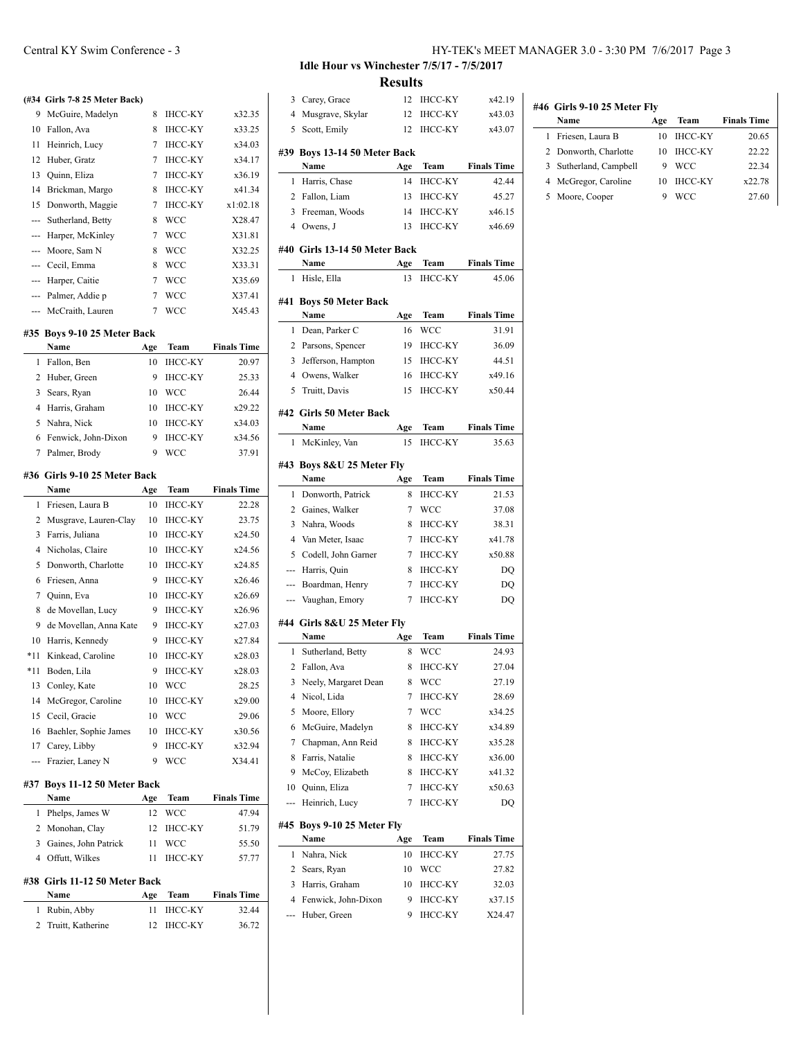## Idle Hour vs Winchester 7/5/17 - 7/5/2017

## Results

**(#34 Girls 7-8 25 Meter Back)**

| | Name | Age | Team | Finals Time |
|---|---|---|---|---|
| 9 | McGuire, Madelyn | 8 | IHCC-KY | x32.35 |
| 10 | Fallon, Ava | 8 | IHCC-KY | x33.25 |
| 11 | Heinrich, Lucy | 7 | IHCC-KY | x34.03 |
| 12 | Huber, Gratz | 7 | IHCC-KY | x34.17 |
| 13 | Quinn, Eliza | 7 | IHCC-KY | x36.19 |
| 14 | Brickman, Margo | 8 | IHCC-KY | x41.34 |
| 15 | Donworth, Maggie | 7 | IHCC-KY | x1:02.18 |
| --- | Sutherland, Betty | 8 | WCC | X28.47 |
| --- | Harper, McKinley | 7 | WCC | X31.81 |
| --- | Moore, Sam N | 8 | WCC | X32.25 |
| --- | Cecil, Emma | 8 | WCC | X33.31 |
| --- | Harper, Caitie | 7 | WCC | X35.69 |
| --- | Palmer, Addie p | 7 | WCC | X37.41 |
| --- | McCraith, Lauren | 7 | WCC | X45.43 |

### #35 Boys 9-10 25 Meter Back

| | Name | Age | Team | Finals Time |
|---|---|---|---|---|
| 1 | Fallon, Ben | 10 | IHCC-KY | 20.97 |
| 2 | Huber, Green | 9 | IHCC-KY | 25.33 |
| 3 | Sears, Ryan | 10 | WCC | 26.44 |
| 4 | Harris, Graham | 10 | IHCC-KY | x29.22 |
| 5 | Nahra, Nick | 10 | IHCC-KY | x34.03 |
| 6 | Fenwick, John-Dixon | 9 | IHCC-KY | x34.56 |
| 7 | Palmer, Brody | 9 | WCC | 37.91 |

### #36 Girls 9-10 25 Meter Back

| | Name | Age | Team | Finals Time |
|---|---|---|---|---|
| 1 | Friesen, Laura B | 10 | IHCC-KY | 22.28 |
| 2 | Musgrave, Lauren-Clay | 10 | IHCC-KY | 23.75 |
| 3 | Farris, Juliana | 10 | IHCC-KY | x24.50 |
| 4 | Nicholas, Claire | 10 | IHCC-KY | x24.56 |
| 5 | Donworth, Charlotte | 10 | IHCC-KY | x24.85 |
| 6 | Friesen, Anna | 9 | IHCC-KY | x26.46 |
| 7 | Quinn, Eva | 10 | IHCC-KY | x26.69 |
| 8 | de Movellan, Lucy | 9 | IHCC-KY | x26.96 |
| 9 | de Movellan, Anna Kate | 9 | IHCC-KY | x27.03 |
| 10 | Harris, Kennedy | 9 | IHCC-KY | x27.84 |
| *11 | Kinkead, Caroline | 10 | IHCC-KY | x28.03 |
| *11 | Boden, Lila | 9 | IHCC-KY | x28.03 |
| 13 | Conley, Kate | 10 | WCC | 28.25 |
| 14 | McGregor, Caroline | 10 | IHCC-KY | x29.00 |
| 15 | Cecil, Gracie | 10 | WCC | 29.06 |
| 16 | Baehler, Sophie James | 10 | IHCC-KY | x30.56 |
| 17 | Carey, Libby | 9 | IHCC-KY | x32.94 |
| --- | Frazier, Laney N | 9 | WCC | X34.41 |

### #37 Boys 11-12 50 Meter Back

| | Name | Age | Team | Finals Time |
|---|---|---|---|---|
| 1 | Phelps, James W | 12 | WCC | 47.94 |
| 2 | Monohan, Clay | 12 | IHCC-KY | 51.79 |
| 3 | Gaines, John Patrick | 11 | WCC | 55.50 |
| 4 | Offutt, Wilkes | 11 | IHCC-KY | 57.77 |

### #38 Girls 11-12 50 Meter Back

| | Name | Age | Team | Finals Time |
|---|---|---|---|---|
| 1 | Rubin, Abby | 11 | IHCC-KY | 32.44 |
| 2 | Truitt, Katherine | 12 | IHCC-KY | 36.72 |
| 3 | Carey, Grace | 12 | IHCC-KY | x42.19 |
| 4 | Musgrave, Skylar | 12 | IHCC-KY | x43.03 |
| 5 | Scott, Emily | 12 | IHCC-KY | x43.07 |

### #39 Boys 13-14 50 Meter Back

| | Name | Age | Team | Finals Time |
|---|---|---|---|---|
| 1 | Harris, Chase | 14 | IHCC-KY | 42.44 |
| 2 | Fallon, Liam | 13 | IHCC-KY | 45.27 |
| 3 | Freeman, Woods | 14 | IHCC-KY | x46.15 |
| 4 | Owens, J | 13 | IHCC-KY | x46.69 |

### #40 Girls 13-14 50 Meter Back

| | Name | Age | Team | Finals Time |
|---|---|---|---|---|
| 1 | Hisle, Ella | 13 | IHCC-KY | 45.06 |

### #41 Boys 50 Meter Back

| | Name | Age | Team | Finals Time |
|---|---|---|---|---|
| 1 | Dean, Parker C | 16 | WCC | 31.91 |
| 2 | Parsons, Spencer | 19 | IHCC-KY | 36.09 |
| 3 | Jefferson, Hampton | 15 | IHCC-KY | 44.51 |
| 4 | Owens, Walker | 16 | IHCC-KY | x49.16 |
| 5 | Truitt, Davis | 15 | IHCC-KY | x50.44 |

### #42 Girls 50 Meter Back

| | Name | Age | Team | Finals Time |
|---|---|---|---|---|
| 1 | McKinley, Van | 15 | IHCC-KY | 35.63 |

### #43 Boys 8&U 25 Meter Fly

| | Name | Age | Team | Finals Time |
|---|---|---|---|---|
| 1 | Donworth, Patrick | 8 | IHCC-KY | 21.53 |
| 2 | Gaines, Walker | 7 | WCC | 37.08 |
| 3 | Nahra, Woods | 8 | IHCC-KY | 38.31 |
| 4 | Van Meter, Isaac | 7 | IHCC-KY | x41.78 |
| 5 | Codell, John Garner | 7 | IHCC-KY | x50.88 |
| --- | Harris, Quin | 8 | IHCC-KY | DQ |
| --- | Boardman, Henry | 7 | IHCC-KY | DQ |
| --- | Vaughan, Emory | 7 | IHCC-KY | DQ |

### #44 Girls 8&U 25 Meter Fly

| | Name | Age | Team | Finals Time |
|---|---|---|---|---|
| 1 | Sutherland, Betty | 8 | WCC | 24.93 |
| 2 | Fallon, Ava | 8 | IHCC-KY | 27.04 |
| 3 | Neely, Margaret Dean | 8 | WCC | 27.19 |
| 4 | Nicol, Lida | 7 | IHCC-KY | 28.69 |
| 5 | Moore, Ellory | 7 | WCC | x34.25 |
| 6 | McGuire, Madelyn | 8 | IHCC-KY | x34.89 |
| 7 | Chapman, Ann Reid | 8 | IHCC-KY | x35.28 |
| 8 | Farris, Natalie | 8 | IHCC-KY | x36.00 |
| 9 | McCoy, Elizabeth | 8 | IHCC-KY | x41.32 |
| 10 | Quinn, Eliza | 7 | IHCC-KY | x50.63 |
| --- | Heinrich, Lucy | 7 | IHCC-KY | DQ |

### #45 Boys 9-10 25 Meter Fly

| | Name | Age | Team | Finals Time |
|---|---|---|---|---|
| 1 | Nahra, Nick | 10 | IHCC-KY | 27.75 |
| 2 | Sears, Ryan | 10 | WCC | 27.82 |
| 3 | Harris, Graham | 10 | IHCC-KY | 32.03 |
| 4 | Fenwick, John-Dixon | 9 | IHCC-KY | x37.15 |
| --- | Huber, Green | 9 | IHCC-KY | X24.47 |

### #46 Girls 9-10 25 Meter Fly

| | Name | Age | Team | Finals Time |
|---|---|---|---|---|
| 1 | Friesen, Laura B | 10 | IHCC-KY | 20.65 |
| 2 | Donworth, Charlotte | 10 | IHCC-KY | 22.22 |
| 3 | Sutherland, Campbell | 9 | WCC | 22.34 |
| 4 | McGregor, Caroline | 10 | IHCC-KY | x22.78 |
| 5 | Moore, Cooper | 9 | WCC | 27.60 |